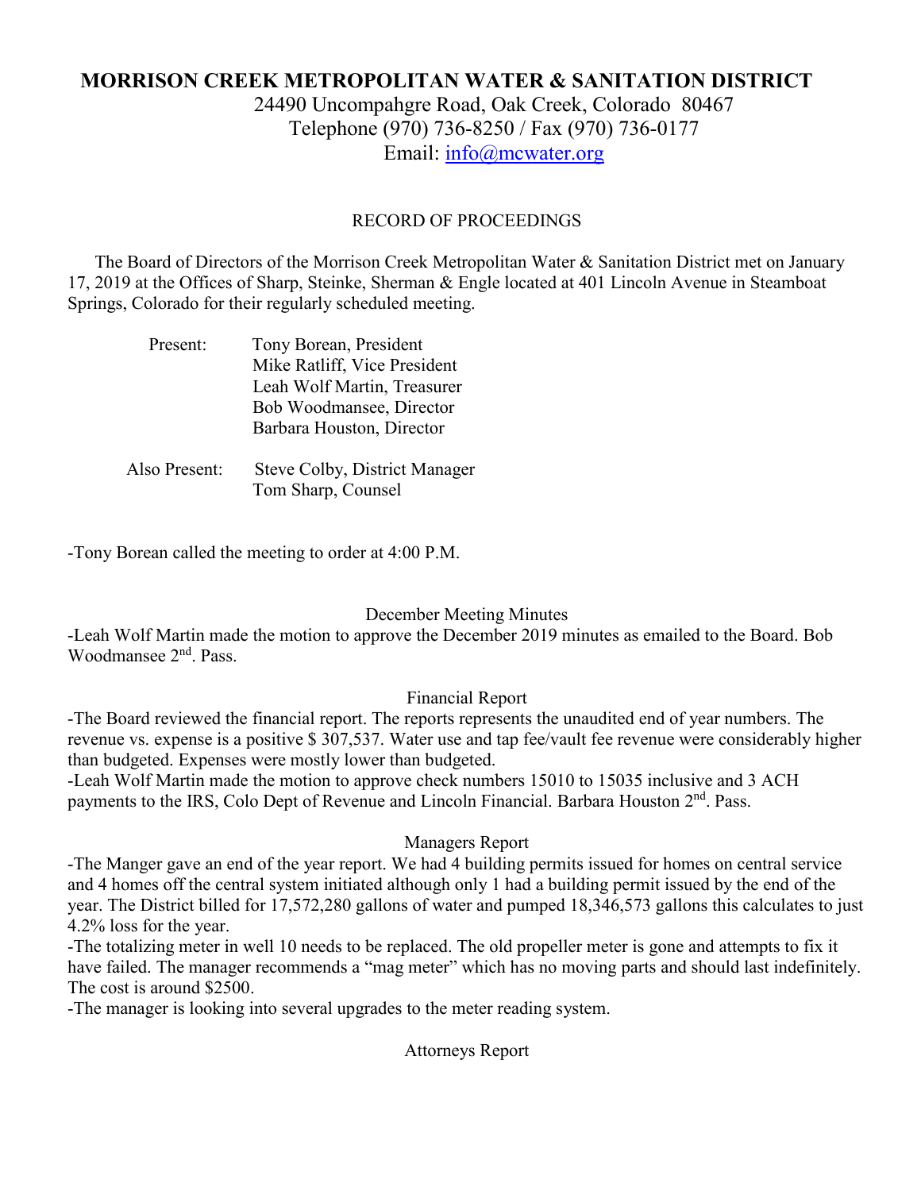# MORRISON CREEK METROPOLITAN WATER & SANITATION DISTRICT

24490 Uncompahgre Road, Oak Creek, Colorado 80467
Telephone (970) 736-8250 / Fax (970) 736-0177
Email: info@mcwater.org

## RECORD OF PROCEEDINGS

The Board of Directors of the Morrison Creek Metropolitan Water & Sanitation District met on January 17, 2019 at the Offices of Sharp, Steinke, Sherman & Engle located at 401 Lincoln Avenue in Steamboat Springs, Colorado for their regularly scheduled meeting.

Present:
- Tony Borean, President
- Mike Ratliff, Vice President
- Leah Wolf Martin, Treasurer
- Bob Woodmansee, Director
- Barbara Houston, Director

Also Present:
- Steve Colby, District Manager
- Tom Sharp, Counsel

-Tony Borean called the meeting to order at 4:00 P.M.

### December Meeting Minutes

-Leah Wolf Martin made the motion to approve the December 2019 minutes as emailed to the Board. Bob Woodmansee 2nd. Pass.

### Financial Report

-The Board reviewed the financial report. The reports represents the unaudited end of year numbers. The revenue vs. expense is a positive $ 307,537. Water use and tap fee/vault fee revenue were considerably higher than budgeted. Expenses were mostly lower than budgeted.

-Leah Wolf Martin made the motion to approve check numbers 15010 to 15035 inclusive and 3 ACH payments to the IRS, Colo Dept of Revenue and Lincoln Financial. Barbara Houston 2nd. Pass.

### Managers Report

-The Manger gave an end of the year report. We had 4 building permits issued for homes on central service and 4 homes off the central system initiated although only 1 had a building permit issued by the end of the year. The District billed for 17,572,280 gallons of water and pumped 18,346,573 gallons this calculates to just 4.2% loss for the year.

-The totalizing meter in well 10 needs to be replaced. The old propeller meter is gone and attempts to fix it have failed. The manager recommends a "mag meter" which has no moving parts and should last indefinitely. The cost is around $2500.

-The manager is looking into several upgrades to the meter reading system.

### Attorneys Report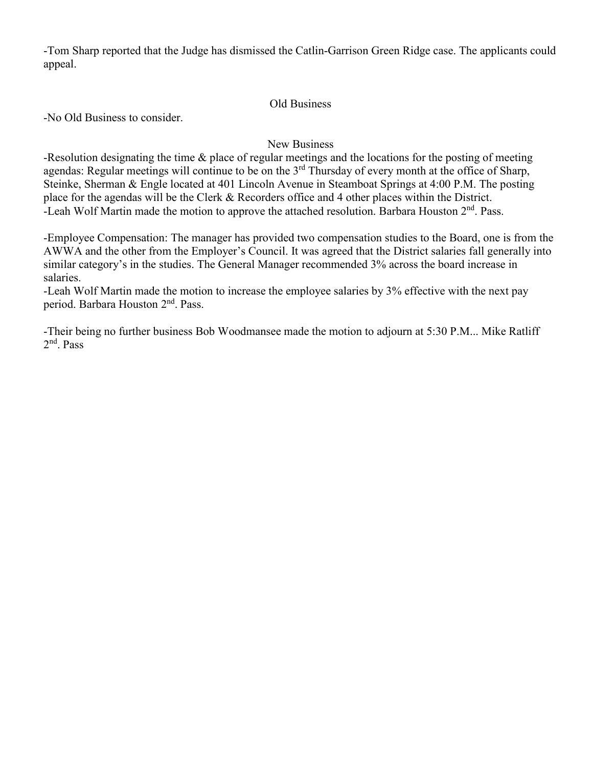-Tom Sharp reported that the Judge has dismissed the Catlin-Garrison Green Ridge case. The applicants could appeal.

Old Business

-No Old Business to consider.

New Business

-Resolution designating the time & place of regular meetings and the locations for the posting of meeting agendas: Regular meetings will continue to be on the 3rd Thursday of every month at the office of Sharp, Steinke, Sherman & Engle located at 401 Lincoln Avenue in Steamboat Springs at 4:00 P.M. The posting place for the agendas will be the Clerk & Recorders office and 4 other places within the District.
-Leah Wolf Martin made the motion to approve the attached resolution. Barbara Houston 2nd. Pass.

-Employee Compensation: The manager has provided two compensation studies to the Board, one is from the AWWA and the other from the Employer's Council. It was agreed that the District salaries fall generally into similar category's in the studies. The General Manager recommended 3% across the board increase in salaries.
-Leah Wolf Martin made the motion to increase the employee salaries by 3% effective with the next pay period. Barbara Houston 2nd. Pass.

-Their being no further business Bob Woodmansee made the motion to adjourn at 5:30 P.M... Mike Ratliff 2nd. Pass